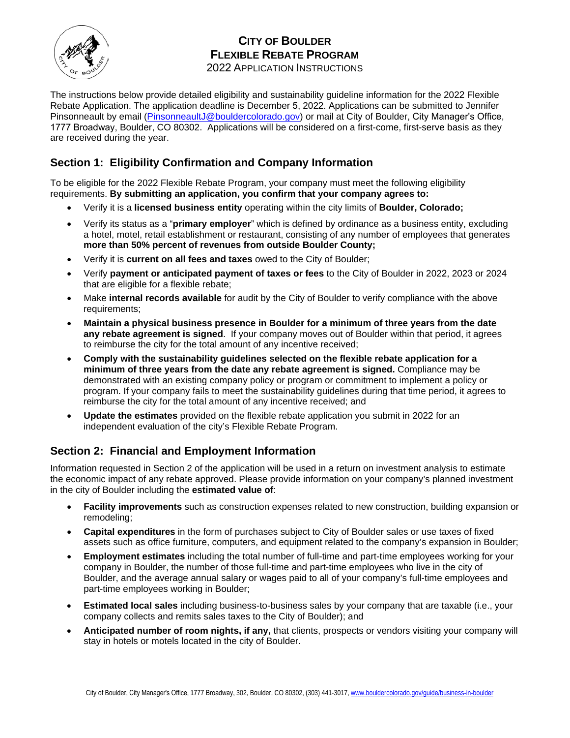# CITY OF BOULDER
# FLEXIBLE REBATE PROGRAM

2022 APPLICATION INSTRUCTIONS

The instructions below provide detailed eligibility and sustainability guideline information for the 2022 Flexible Rebate Application. The application deadline is December 5, 2022. Applications can be submitted to Jennifer Pinsonneault by email (PinsonneaultJ@bouldercolorado.gov) or mail at City of Boulder, City Manager's Office, 1777 Broadway, Boulder, CO 80302. Applications will be considered on a first-come, first-serve basis as they are received during the year.

## Section 1: Eligibility Confirmation and Company Information

To be eligible for the 2022 Flexible Rebate Program, your company must meet the following eligibility requirements. **By submitting an application, you confirm that your company agrees to:**

- Verify it is a **licensed business entity** operating within the city limits of **Boulder, Colorado;**
- Verify its status as a "**primary employer**" which is defined by ordinance as a business entity, excluding a hotel, motel, retail establishment or restaurant, consisting of any number of employees that generates **more than 50% percent of revenues from outside Boulder County;**
- Verify it is **current on all fees and taxes** owed to the City of Boulder;
- Verify **payment or anticipated payment of taxes or fees** to the City of Boulder in 2022, 2023 or 2024 that are eligible for a flexible rebate;
- Make **internal records available** for audit by the City of Boulder to verify compliance with the above requirements;
- **Maintain a physical business presence in Boulder for a minimum of three years from the date any rebate agreement is signed**. If your company moves out of Boulder within that period, it agrees to reimburse the city for the total amount of any incentive received;
- **Comply with the sustainability guidelines selected on the flexible rebate application for a minimum of three years from the date any rebate agreement is signed.** Compliance may be demonstrated with an existing company policy or program or commitment to implement a policy or program. If your company fails to meet the sustainability guidelines during that time period, it agrees to reimburse the city for the total amount of any incentive received; and
- **Update the estimates** provided on the flexible rebate application you submit in 2022 for an independent evaluation of the city's Flexible Rebate Program.

## Section 2: Financial and Employment Information

Information requested in Section 2 of the application will be used in a return on investment analysis to estimate the economic impact of any rebate approved. Please provide information on your company's planned investment in the city of Boulder including the **estimated value of**:

- **Facility improvements** such as construction expenses related to new construction, building expansion or remodeling;
- **Capital expenditures** in the form of purchases subject to City of Boulder sales or use taxes of fixed assets such as office furniture, computers, and equipment related to the company's expansion in Boulder;
- **Employment estimates** including the total number of full-time and part-time employees working for your company in Boulder, the number of those full-time and part-time employees who live in the city of Boulder, and the average annual salary or wages paid to all of your company's full-time employees and part-time employees working in Boulder;
- **Estimated local sales** including business-to-business sales by your company that are taxable (i.e., your company collects and remits sales taxes to the City of Boulder); and
- **Anticipated number of room nights, if any,** that clients, prospects or vendors visiting your company will stay in hotels or motels located in the city of Boulder.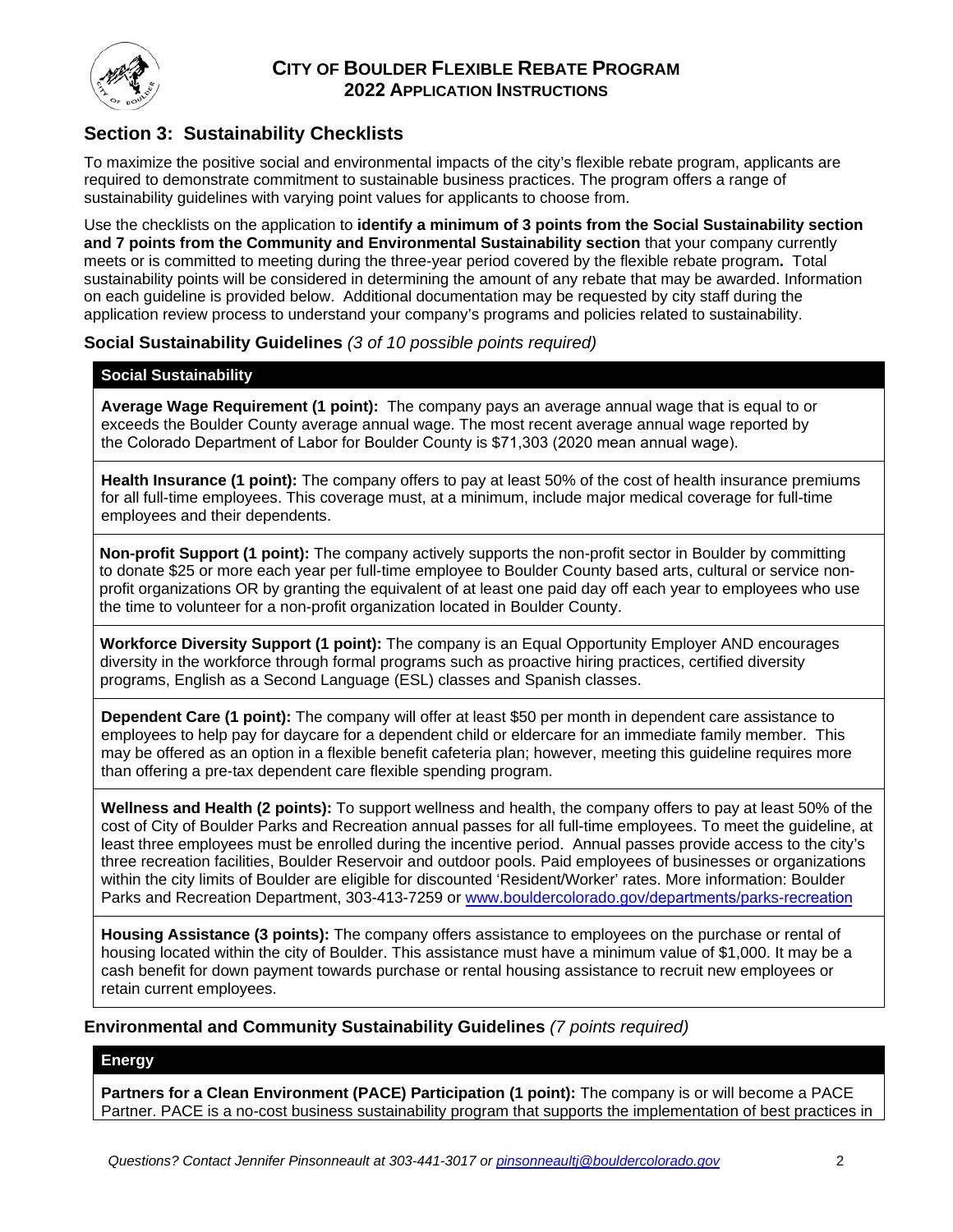## Section 3: Sustainability Checklists

To maximize the positive social and environmental impacts of the city's flexible rebate program, applicants are required to demonstrate commitment to sustainable business practices. The program offers a range of sustainability guidelines with varying point values for applicants to choose from.

Use the checklists on the application to **identify a minimum of 3 points from the Social Sustainability section and 7 points from the Community and Environmental Sustainability section** that your company currently meets or is committed to meeting during the three-year period covered by the flexible rebate program**.** Total sustainability points will be considered in determining the amount of any rebate that may be awarded. Information on each guideline is provided below. Additional documentation may be requested by city staff during the application review process to understand your company's programs and policies related to sustainability.

### Social Sustainability Guidelines *(3 of 10 possible points required)*

**Social Sustainability**

**Average Wage Requirement (1 point):** The company pays an average annual wage that is equal to or exceeds the Boulder County average annual wage. The most recent average annual wage reported by the Colorado Department of Labor for Boulder County is $71,303 (2020 mean annual wage).

**Health Insurance (1 point):** The company offers to pay at least 50% of the cost of health insurance premiums for all full-time employees. This coverage must, at a minimum, include major medical coverage for full-time employees and their dependents.

**Non-profit Support (1 point):** The company actively supports the non-profit sector in Boulder by committing to donate $25 or more each year per full-time employee to Boulder County based arts, cultural or service non-profit organizations OR by granting the equivalent of at least one paid day off each year to employees who use the time to volunteer for a non-profit organization located in Boulder County.

**Workforce Diversity Support (1 point):** The company is an Equal Opportunity Employer AND encourages diversity in the workforce through formal programs such as proactive hiring practices, certified diversity programs, English as a Second Language (ESL) classes and Spanish classes.

**Dependent Care (1 point):** The company will offer at least $50 per month in dependent care assistance to employees to help pay for daycare for a dependent child or eldercare for an immediate family member. This may be offered as an option in a flexible benefit cafeteria plan; however, meeting this guideline requires more than offering a pre-tax dependent care flexible spending program.

**Wellness and Health (2 points):** To support wellness and health, the company offers to pay at least 50% of the cost of City of Boulder Parks and Recreation annual passes for all full-time employees. To meet the guideline, at least three employees must be enrolled during the incentive period. Annual passes provide access to the city's three recreation facilities, Boulder Reservoir and outdoor pools. Paid employees of businesses or organizations within the city limits of Boulder are eligible for discounted 'Resident/Worker' rates. More information: Boulder Parks and Recreation Department, 303-413-7259 or www.bouldercolorado.gov/departments/parks-recreation

**Housing Assistance (3 points):** The company offers assistance to employees on the purchase or rental of housing located within the city of Boulder. This assistance must have a minimum value of $1,000. It may be a cash benefit for down payment towards purchase or rental housing assistance to recruit new employees or retain current employees.

### Environmental and Community Sustainability Guidelines *(7 points required)*

**Energy**

**Partners for a Clean Environment (PACE) Participation (1 point):** The company is or will become a PACE Partner. PACE is a no-cost business sustainability program that supports the implementation of best practices in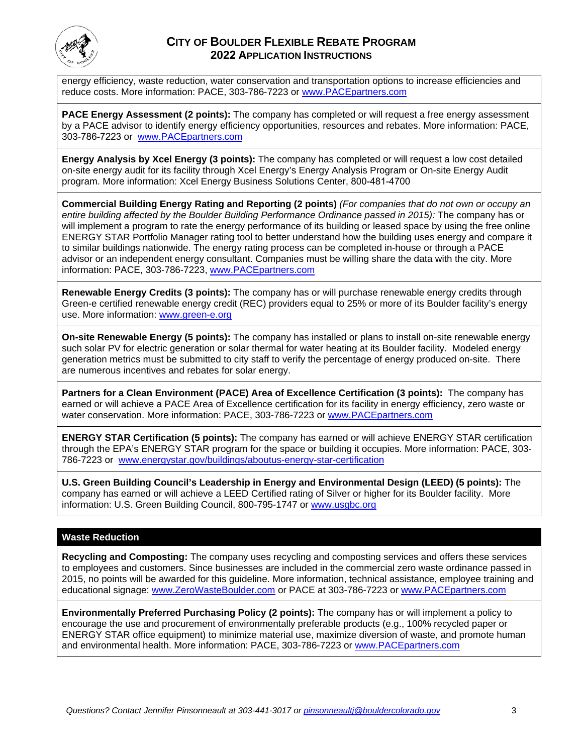energy efficiency, waste reduction, water conservation and transportation options to increase efficiencies and reduce costs. More information: PACE, 303-786-7223 or [www.PACEpartners.com](http://www.PACEpartners.com)

**PACE Energy Assessment (2 points):** The company has completed or will request a free energy assessment by a PACE advisor to identify energy efficiency opportunities, resources and rebates. More information: PACE, 303-786-7223 or [www.PACEpartners.com](http://www.PACEpartners.com)

**Energy Analysis by Xcel Energy (3 points):** The company has completed or will request a low cost detailed on-site energy audit for its facility through Xcel Energy's Energy Analysis Program or On-site Energy Audit program. More information: Xcel Energy Business Solutions Center, 800-481-4700

**Commercial Building Energy Rating and Reporting (2 points)** *(For companies that do not own or occupy an entire building affected by the Boulder Building Performance Ordinance passed in 2015):* The company has or will implement a program to rate the energy performance of its building or leased space by using the free online ENERGY STAR Portfolio Manager rating tool to better understand how the building uses energy and compare it to similar buildings nationwide. The energy rating process can be completed in-house or through a PACE advisor or an independent energy consultant. Companies must be willing share the data with the city. More information: PACE, 303-786-7223, [www.PACEpartners.com](http://www.PACEpartners.com)

**Renewable Energy Credits (3 points):** The company has or will purchase renewable energy credits through Green-e certified renewable energy credit (REC) providers equal to 25% or more of its Boulder facility's energy use. More information: [www.green-e.org](http://www.green-e.org)

**On-site Renewable Energy (5 points):** The company has installed or plans to install on-site renewable energy such solar PV for electric generation or solar thermal for water heating at its Boulder facility. Modeled energy generation metrics must be submitted to city staff to verify the percentage of energy produced on-site. There are numerous incentives and rebates for solar energy.

**Partners for a Clean Environment (PACE) Area of Excellence Certification (3 points):** The company has earned or will achieve a PACE Area of Excellence certification for its facility in energy efficiency, zero waste or water conservation. More information: PACE, 303-786-7223 or [www.PACEpartners.com](http://www.PACEpartners.com)

**ENERGY STAR Certification (5 points):** The company has earned or will achieve ENERGY STAR certification through the EPA's ENERGY STAR program for the space or building it occupies. More information: PACE, 303-786-7223 or [www.energystar.gov/buildings/aboutus-energy-star-certification](http://www.energystar.gov/buildings/aboutus-energy-star-certification)

**U.S. Green Building Council's Leadership in Energy and Environmental Design (LEED) (5 points):** The company has earned or will achieve a LEED Certified rating of Silver or higher for its Boulder facility. More information: U.S. Green Building Council, 800-795-1747 or [www.usgbc.org](http://www.usgbc.org)

## Waste Reduction

**Recycling and Composting:** The company uses recycling and composting services and offers these services to employees and customers. Since businesses are included in the commercial zero waste ordinance passed in 2015, no points will be awarded for this guideline. More information, technical assistance, employee training and educational signage: [www.ZeroWasteBoulder.com](http://www.ZeroWasteBoulder.com) or PACE at 303-786-7223 or [www.PACEpartners.com](http://www.PACEpartners.com)

**Environmentally Preferred Purchasing Policy (2 points):** The company has or will implement a policy to encourage the use and procurement of environmentally preferable products (e.g., 100% recycled paper or ENERGY STAR office equipment) to minimize material use, maximize diversion of waste, and promote human and environmental health. More information: PACE, 303-786-7223 or [www.PACEpartners.com](http://www.PACEpartners.com)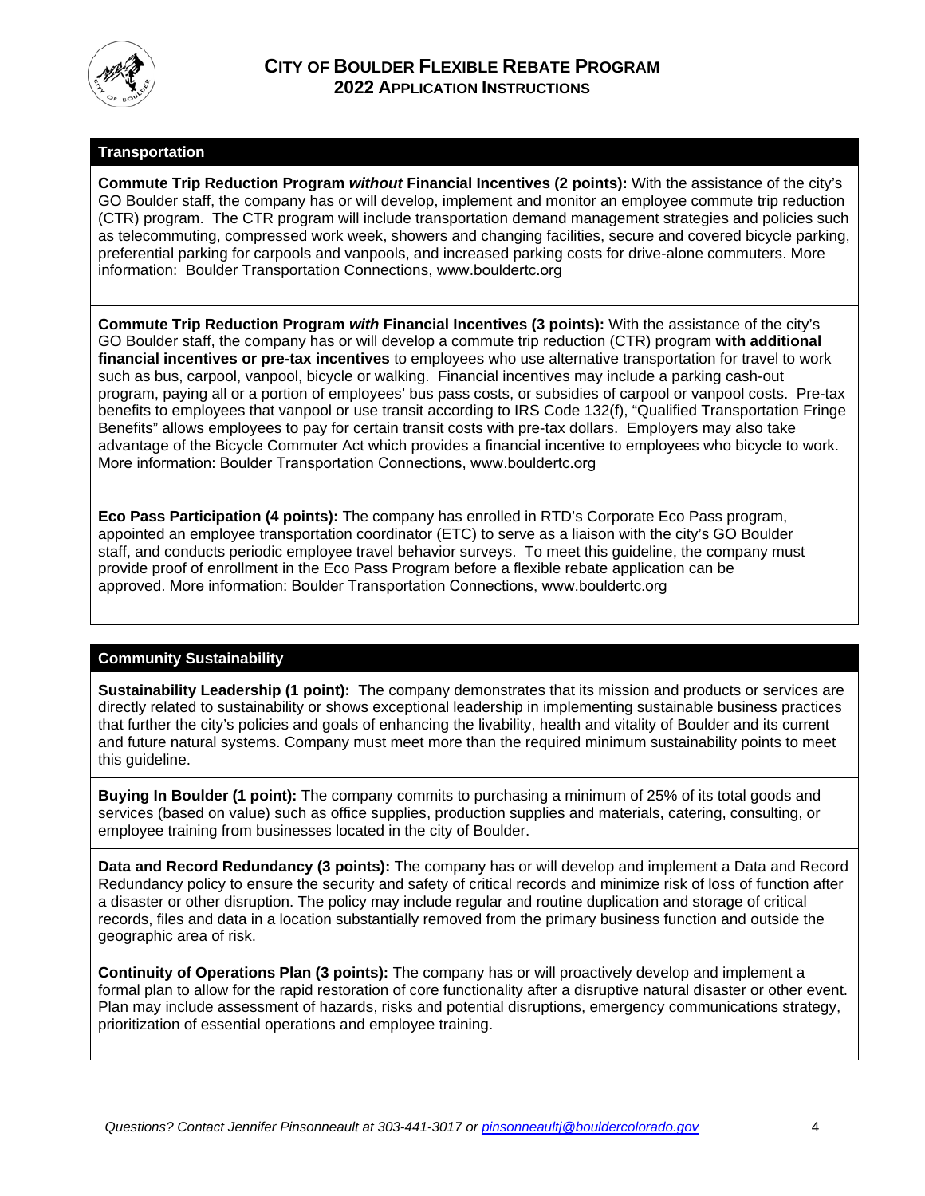# CITY OF BOULDER FLEXIBLE REBATE PROGRAM
## 2022 APPLICATION INSTRUCTIONS

### Transportation

**Commute Trip Reduction Program *without* Financial Incentives (2 points):** With the assistance of the city's GO Boulder staff, the company has or will develop, implement and monitor an employee commute trip reduction (CTR) program. The CTR program will include transportation demand management strategies and policies such as telecommuting, compressed work week, showers and changing facilities, secure and covered bicycle parking, preferential parking for carpools and vanpools, and increased parking costs for drive-alone commuters. More information: Boulder Transportation Connections, www.bouldertc.org

**Commute Trip Reduction Program *with* Financial Incentives (3 points):** With the assistance of the city's GO Boulder staff, the company has or will develop a commute trip reduction (CTR) program **with additional financial incentives or pre-tax incentives** to employees who use alternative transportation for travel to work such as bus, carpool, vanpool, bicycle or walking. Financial incentives may include a parking cash-out program, paying all or a portion of employees' bus pass costs, or subsidies of carpool or vanpool costs. Pre-tax benefits to employees that vanpool or use transit according to IRS Code 132(f), "Qualified Transportation Fringe Benefits" allows employees to pay for certain transit costs with pre-tax dollars. Employers may also take advantage of the Bicycle Commuter Act which provides a financial incentive to employees who bicycle to work. More information: Boulder Transportation Connections, www.bouldertc.org

**Eco Pass Participation (4 points):** The company has enrolled in RTD's Corporate Eco Pass program, appointed an employee transportation coordinator (ETC) to serve as a liaison with the city's GO Boulder staff, and conducts periodic employee travel behavior surveys. To meet this guideline, the company must provide proof of enrollment in the Eco Pass Program before a flexible rebate application can be approved. More information: Boulder Transportation Connections, www.bouldertc.org

### Community Sustainability

**Sustainability Leadership (1 point):** The company demonstrates that its mission and products or services are directly related to sustainability or shows exceptional leadership in implementing sustainable business practices that further the city's policies and goals of enhancing the livability, health and vitality of Boulder and its current and future natural systems. Company must meet more than the required minimum sustainability points to meet this guideline.

**Buying In Boulder (1 point):** The company commits to purchasing a minimum of 25% of its total goods and services (based on value) such as office supplies, production supplies and materials, catering, consulting, or employee training from businesses located in the city of Boulder.

**Data and Record Redundancy (3 points):** The company has or will develop and implement a Data and Record Redundancy policy to ensure the security and safety of critical records and minimize risk of loss of function after a disaster or other disruption. The policy may include regular and routine duplication and storage of critical records, files and data in a location substantially removed from the primary business function and outside the geographic area of risk.

**Continuity of Operations Plan (3 points):** The company has or will proactively develop and implement a formal plan to allow for the rapid restoration of core functionality after a disruptive natural disaster or other event. Plan may include assessment of hazards, risks and potential disruptions, emergency communications strategy, prioritization of essential operations and employee training.

*Questions? Contact Jennifer Pinsonneault at 303-441-3017 or [pinsonneaultj@bouldercolorado.gov](mailto:pinsonneaultj@bouldercolorado.gov)*